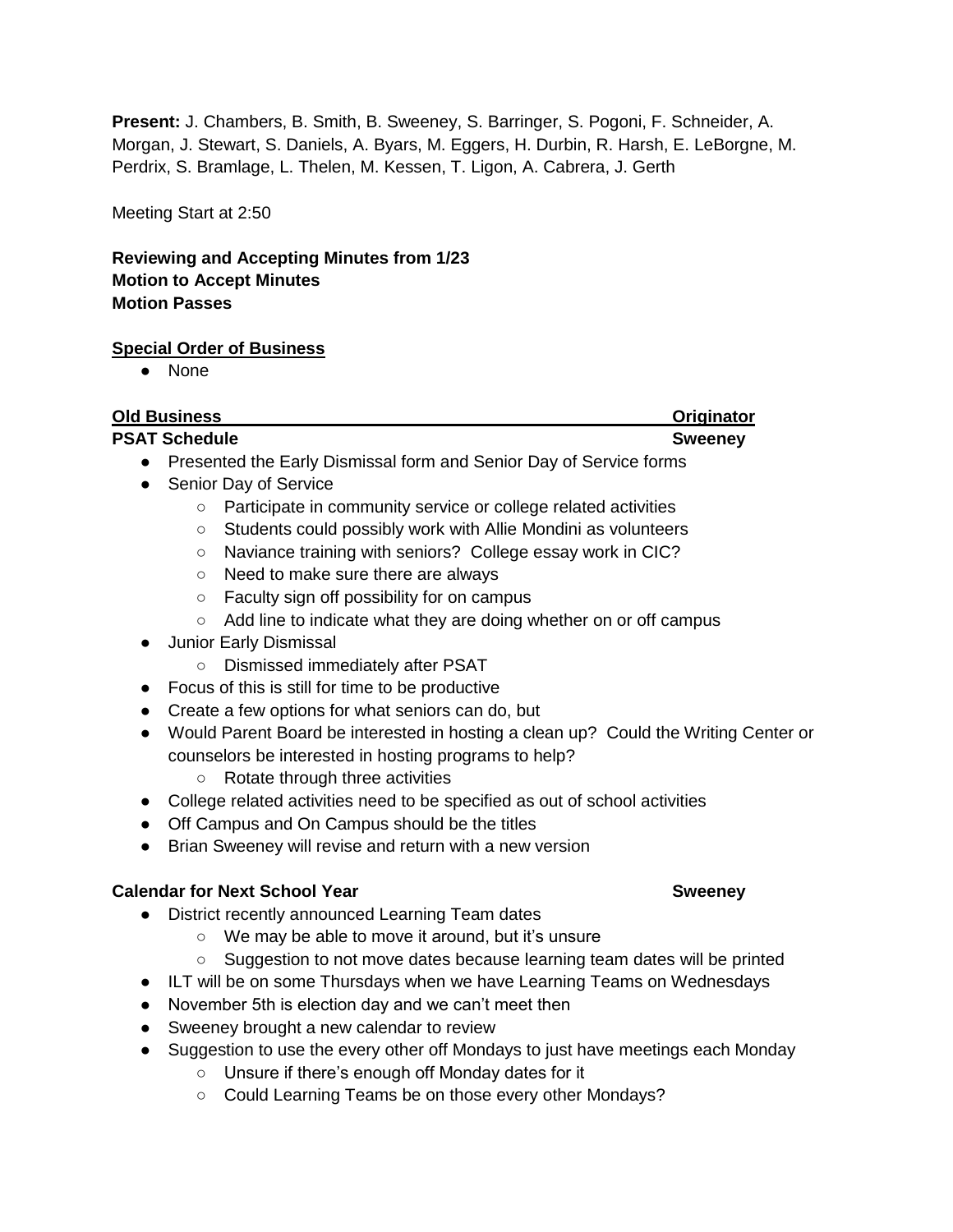**Present:** J. Chambers, B. Smith, B. Sweeney, S. Barringer, S. Pogoni, F. Schneider, A. Morgan, J. Stewart, S. Daniels, A. Byars, M. Eggers, H. Durbin, R. Harsh, E. LeBorgne, M. Perdrix, S. Bramlage, L. Thelen, M. Kessen, T. Ligon, A. Cabrera, J. Gerth

Meeting Start at 2:50

**Reviewing and Accepting Minutes from 1/23**
**Motion to Accept Minutes**
**Motion Passes**

**Special Order of Business**

- None

| **Old Business** | **Originator** |
|---|---|
| **PSAT Schedule** | **Sweeney** |

- Presented the Early Dismissal form and Senior Day of Service forms
- Senior Day of Service
  - Participate in community service or college related activities
  - Students could possibly work with Allie Mondini as volunteers
  - Naviance training with seniors? College essay work in CIC?
  - Need to make sure there are always
  - Faculty sign off possibility for on campus
  - Add line to indicate what they are doing whether on or off campus
- Junior Early Dismissal
  - Dismissed immediately after PSAT
- Focus of this is still for time to be productive
- Create a few options for what seniors can do, but
- Would Parent Board be interested in hosting a clean up? Could the Writing Center or counselors be interested in hosting programs to help?
  - Rotate through three activities
- College related activities need to be specified as out of school activities
- Off Campus and On Campus should be the titles
- Brian Sweeney will revise and return with a new version

**Calendar for Next School Year** **Sweeney**

- District recently announced Learning Team dates
  - We may be able to move it around, but it's unsure
  - Suggestion to not move dates because learning team dates will be printed
- ILT will be on some Thursdays when we have Learning Teams on Wednesdays
- November 5th is election day and we can't meet then
- Sweeney brought a new calendar to review
- Suggestion to use the every other off Mondays to just have meetings each Monday
  - Unsure if there's enough off Monday dates for it
  - Could Learning Teams be on those every other Mondays?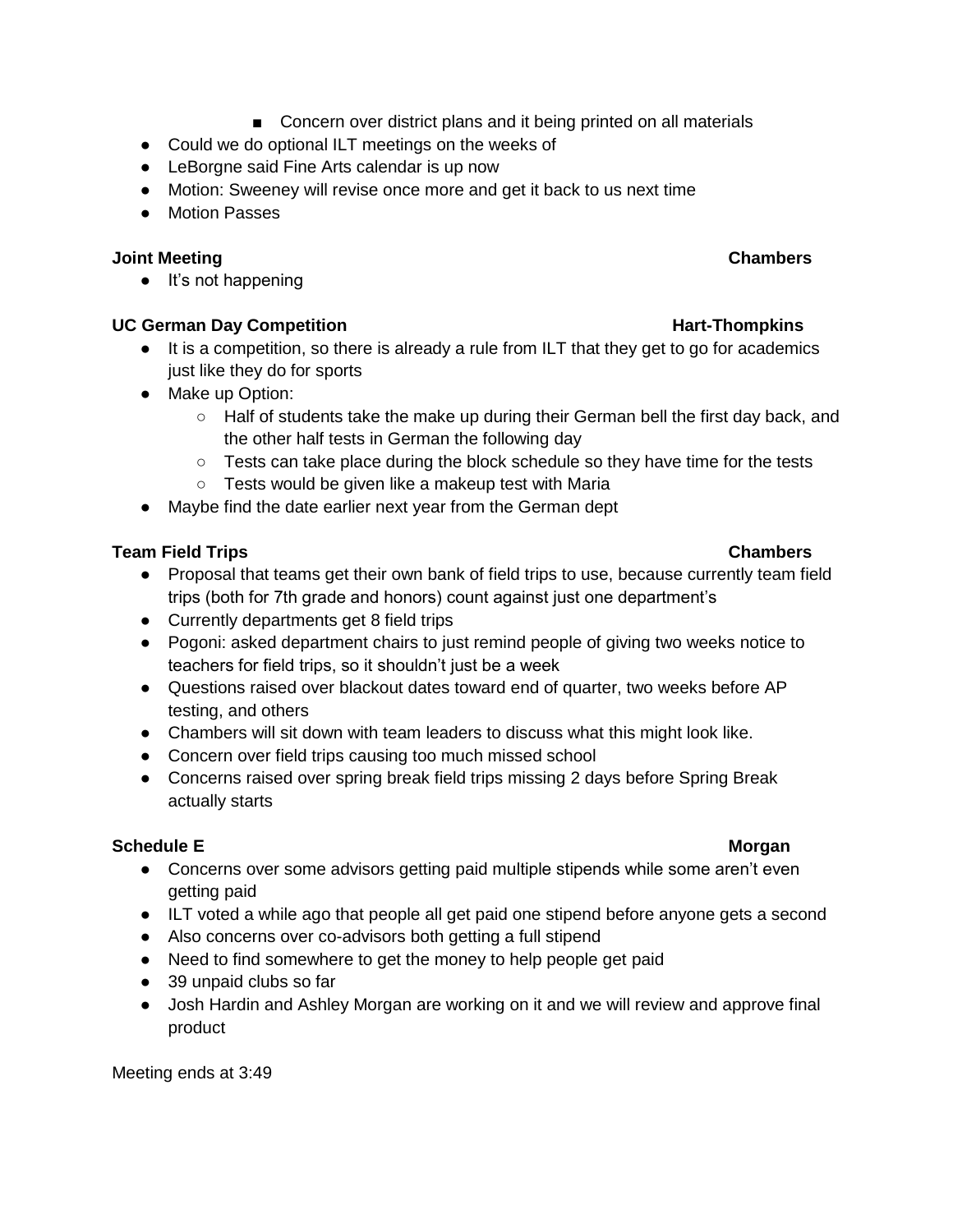- Concern over district plans and it being printed on all materials
- Could we do optional ILT meetings on the weeks of
- LeBorgne said Fine Arts calendar is up now
- Motion: Sweeney will revise once more and get it back to us next time
- Motion Passes

**Joint Meeting** **Chambers**

- It's not happening

**UC German Day Competition** **Hart-Thompkins**

- It is a competition, so there is already a rule from ILT that they get to go for academics just like they do for sports
- Make up Option:
    - Half of students take the make up during their German bell the first day back, and the other half tests in German the following day
    - Tests can take place during the block schedule so they have time for the tests
    - Tests would be given like a makeup test with Maria
- Maybe find the date earlier next year from the German dept

**Team Field Trips** **Chambers**

- Proposal that teams get their own bank of field trips to use, because currently team field trips (both for 7th grade and honors) count against just one department's
- Currently departments get 8 field trips
- Pogoni: asked department chairs to just remind people of giving two weeks notice to teachers for field trips, so it shouldn't just be a week
- Questions raised over blackout dates toward end of quarter, two weeks before AP testing, and others
- Chambers will sit down with team leaders to discuss what this might look like.
- Concern over field trips causing too much missed school
- Concerns raised over spring break field trips missing 2 days before Spring Break actually starts

**Schedule E** **Morgan**

- Concerns over some advisors getting paid multiple stipends while some aren't even getting paid
- ILT voted a while ago that people all get paid one stipend before anyone gets a second
- Also concerns over co-advisors both getting a full stipend
- Need to find somewhere to get the money to help people get paid
- 39 unpaid clubs so far
- Josh Hardin and Ashley Morgan are working on it and we will review and approve final product

Meeting ends at 3:49